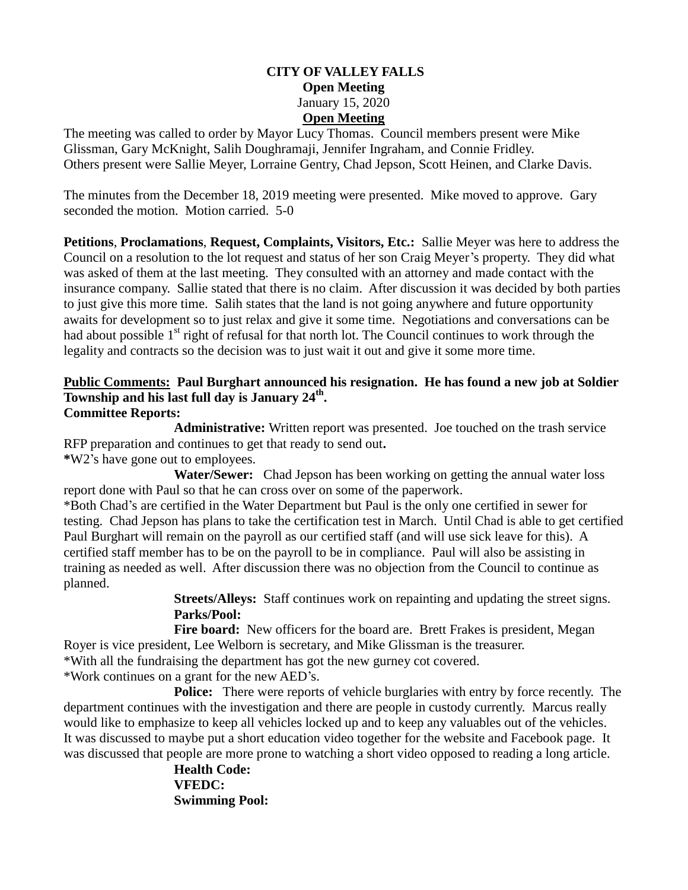**CITY OF VALLEY FALLS**
**Open Meeting**
January 15, 2020
**Open Meeting**

The meeting was called to order by Mayor Lucy Thomas. Council members present were Mike Glissman, Gary McKnight, Salih Doughramaji, Jennifer Ingraham, and Connie Fridley. Others present were Sallie Meyer, Lorraine Gentry, Chad Jepson, Scott Heinen, and Clarke Davis.

The minutes from the December 18, 2019 meeting were presented. Mike moved to approve. Gary seconded the motion. Motion carried. 5-0

**Petitions**, **Proclamations**, **Request, Complaints, Visitors, Etc.:** Sallie Meyer was here to address the Council on a resolution to the lot request and status of her son Craig Meyer's property. They did what was asked of them at the last meeting. They consulted with an attorney and made contact with the insurance company. Sallie stated that there is no claim. After discussion it was decided by both parties to just give this more time. Salih states that the land is not going anywhere and future opportunity awaits for development so to just relax and give it some time. Negotiations and conversations can be had about possible 1st right of refusal for that north lot. The Council continues to work through the legality and contracts so the decision was to just wait it out and give it some more time.

**Public Comments: Paul Burghart announced his resignation. He has found a new job at Soldier Township and his last full day is January 24th.**

**Committee Reports:**

**Administrative:** Written report was presented. Joe touched on the trash service RFP preparation and continues to get that ready to send out**.**
**\***W2's have gone out to employees.

**Water/Sewer:** Chad Jepson has been working on getting the annual water loss report done with Paul so that he can cross over on some of the paperwork.
*Both Chad's are certified in the Water Department but Paul is the only one certified in sewer for testing. Chad Jepson has plans to take the certification test in March. Until Chad is able to get certified Paul Burghart will remain on the payroll as our certified staff (and will use sick leave for this). A certified staff member has to be on the payroll to be in compliance. Paul will also be assisting in training as needed as well. After discussion there was no objection from the Council to continue as planned.

**Streets/Alleys:** Staff continues work on repainting and updating the street signs.

**Parks/Pool:**

**Fire board:** New officers for the board are. Brett Frakes is president, Megan Royer is vice president, Lee Welborn is secretary, and Mike Glissman is the treasurer.
*With all the fundraising the department has got the new gurney cot covered.
*Work continues on a grant for the new AED's.

**Police:** There were reports of vehicle burglaries with entry by force recently. The department continues with the investigation and there are people in custody currently. Marcus really would like to emphasize to keep all vehicles locked up and to keep any valuables out of the vehicles. It was discussed to maybe put a short education video together for the website and Facebook page. It was discussed that people are more prone to watching a short video opposed to reading a long article.

**Health Code:**

**VFEDC:**

**Swimming Pool:**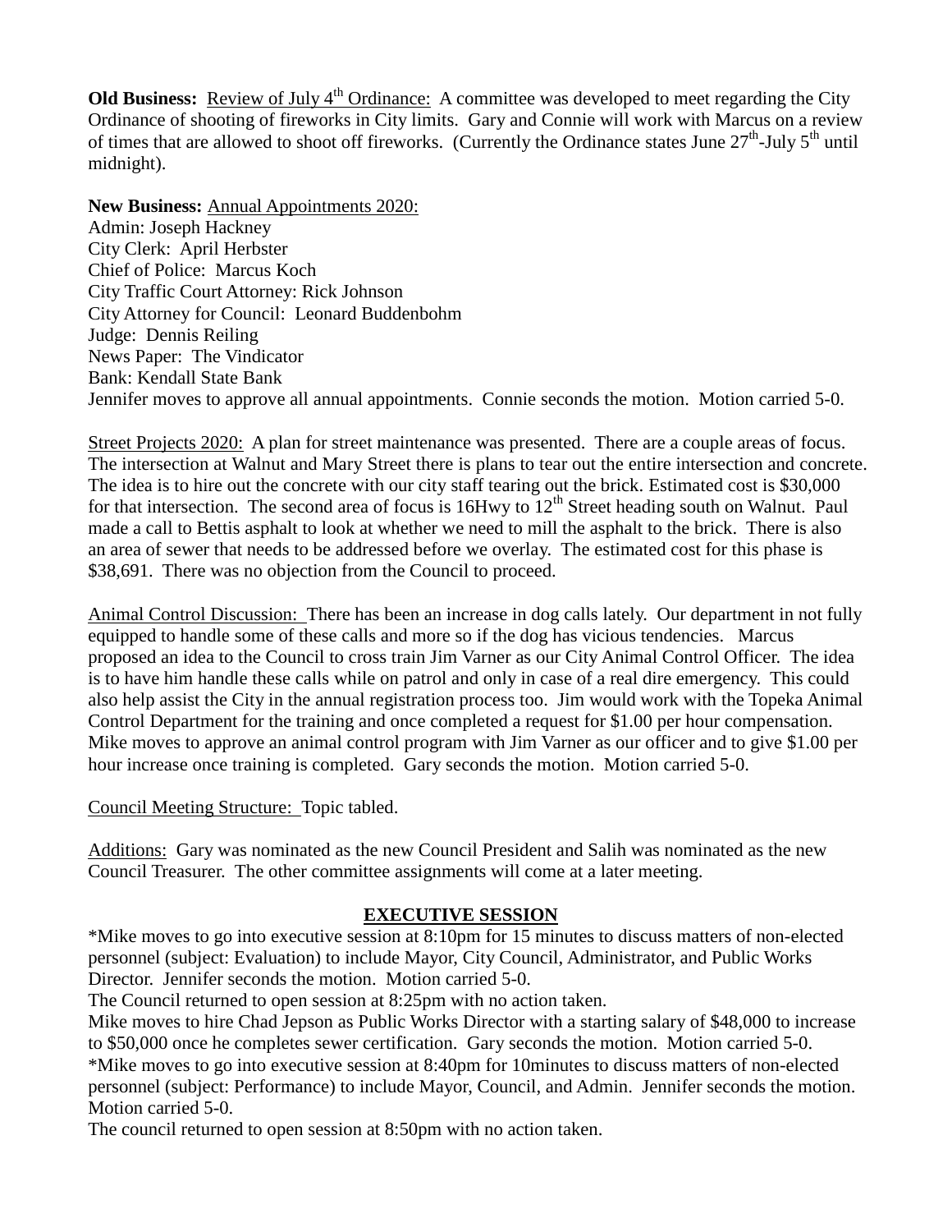**Old Business:** Review of July 4th Ordinance: A committee was developed to meet regarding the City Ordinance of shooting of fireworks in City limits. Gary and Connie will work with Marcus on a review of times that are allowed to shoot off fireworks. (Currently the Ordinance states June 27th-July 5th until midnight).

**New Business:** Annual Appointments 2020:
Admin: Joseph Hackney
City Clerk: April Herbster
Chief of Police: Marcus Koch
City Traffic Court Attorney: Rick Johnson
City Attorney for Council: Leonard Buddenbohm
Judge: Dennis Reiling
News Paper: The Vindicator
Bank: Kendall State Bank
Jennifer moves to approve all annual appointments. Connie seconds the motion. Motion carried 5-0.

Street Projects 2020: A plan for street maintenance was presented. There are a couple areas of focus. The intersection at Walnut and Mary Street there is plans to tear out the entire intersection and concrete. The idea is to hire out the concrete with our city staff tearing out the brick. Estimated cost is $30,000 for that intersection. The second area of focus is 16Hwy to 12th Street heading south on Walnut. Paul made a call to Bettis asphalt to look at whether we need to mill the asphalt to the brick. There is also an area of sewer that needs to be addressed before we overlay. The estimated cost for this phase is $38,691. There was no objection from the Council to proceed.

Animal Control Discussion: There has been an increase in dog calls lately. Our department in not fully equipped to handle some of these calls and more so if the dog has vicious tendencies. Marcus proposed an idea to the Council to cross train Jim Varner as our City Animal Control Officer. The idea is to have him handle these calls while on patrol and only in case of a real dire emergency. This could also help assist the City in the annual registration process too. Jim would work with the Topeka Animal Control Department for the training and once completed a request for $1.00 per hour compensation. Mike moves to approve an animal control program with Jim Varner as our officer and to give $1.00 per hour increase once training is completed. Gary seconds the motion. Motion carried 5-0.

Council Meeting Structure: Topic tabled.

Additions: Gary was nominated as the new Council President and Salih was nominated as the new Council Treasurer. The other committee assignments will come at a later meeting.

## EXECUTIVE SESSION

*Mike moves to go into executive session at 8:10pm for 15 minutes to discuss matters of non-elected personnel (subject: Evaluation) to include Mayor, City Council, Administrator, and Public Works Director. Jennifer seconds the motion. Motion carried 5-0.
The Council returned to open session at 8:25pm with no action taken.
Mike moves to hire Chad Jepson as Public Works Director with a starting salary of $48,000 to increase to $50,000 once he completes sewer certification. Gary seconds the motion. Motion carried 5-0.
*Mike moves to go into executive session at 8:40pm for 10minutes to discuss matters of non-elected personnel (subject: Performance) to include Mayor, Council, and Admin. Jennifer seconds the motion. Motion carried 5-0.
The council returned to open session at 8:50pm with no action taken.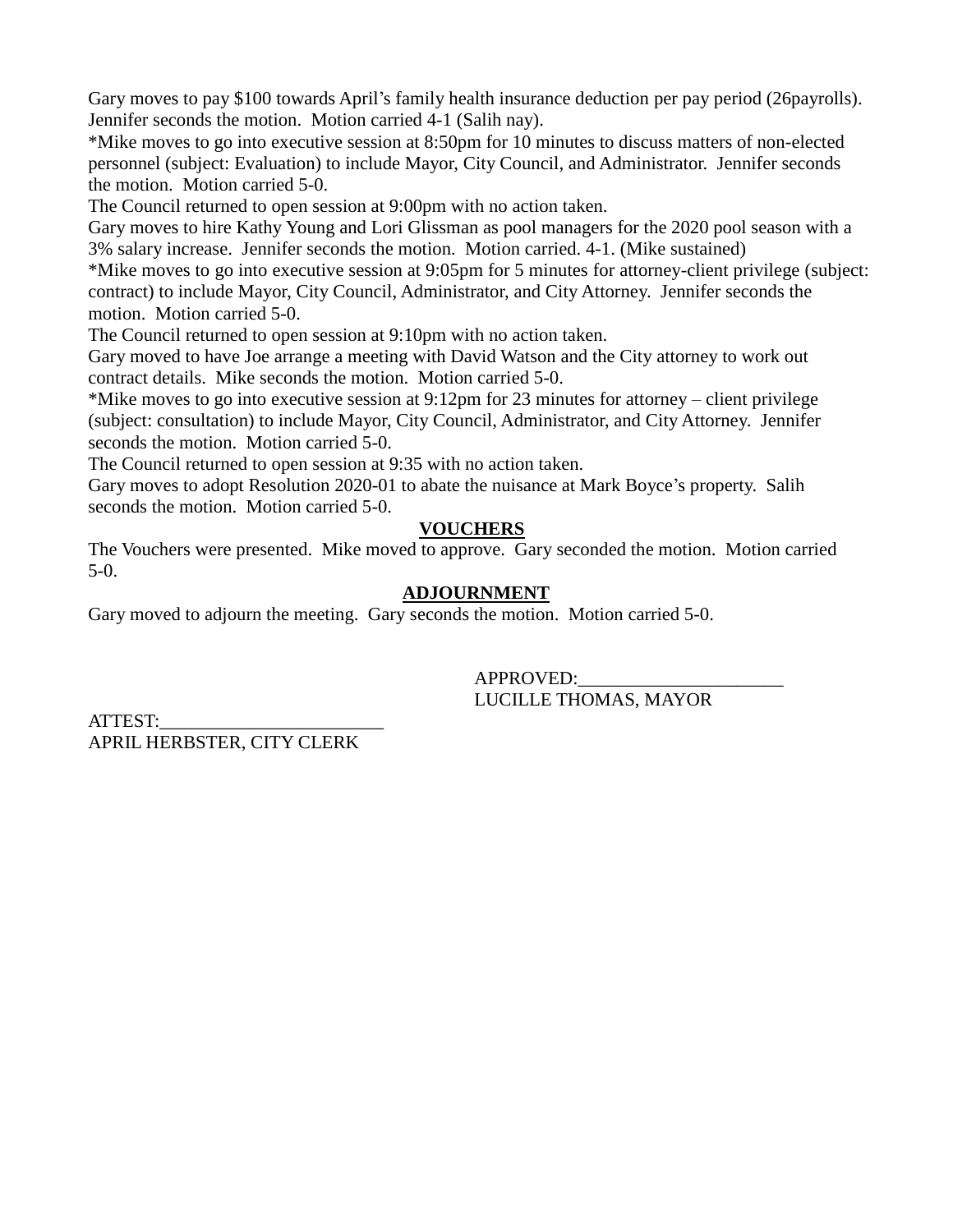Gary moves to pay $100 towards April's family health insurance deduction per pay period (26payrolls). Jennifer seconds the motion. Motion carried 4-1 (Salih nay).

*Mike moves to go into executive session at 8:50pm for 10 minutes to discuss matters of non-elected personnel (subject: Evaluation) to include Mayor, City Council, and Administrator. Jennifer seconds the motion. Motion carried 5-0.

The Council returned to open session at 9:00pm with no action taken.

Gary moves to hire Kathy Young and Lori Glissman as pool managers for the 2020 pool season with a 3% salary increase. Jennifer seconds the motion. Motion carried. 4-1. (Mike sustained)

*Mike moves to go into executive session at 9:05pm for 5 minutes for attorney-client privilege (subject: contract) to include Mayor, City Council, Administrator, and City Attorney. Jennifer seconds the motion. Motion carried 5-0.

The Council returned to open session at 9:10pm with no action taken.

Gary moved to have Joe arrange a meeting with David Watson and the City attorney to work out contract details. Mike seconds the motion. Motion carried 5-0.

*Mike moves to go into executive session at 9:12pm for 23 minutes for attorney – client privilege (subject: consultation) to include Mayor, City Council, Administrator, and City Attorney. Jennifer seconds the motion. Motion carried 5-0.

The Council returned to open session at 9:35 with no action taken.

Gary moves to adopt Resolution 2020-01 to abate the nuisance at Mark Boyce's property. Salih seconds the motion. Motion carried 5-0.

## VOUCHERS

The Vouchers were presented. Mike moved to approve. Gary seconded the motion. Motion carried 5-0.

## ADJOURNMENT

Gary moved to adjourn the meeting. Gary seconds the motion. Motion carried 5-0.

APPROVED:______________________
LUCILLE THOMAS, MAYOR

ATTEST:________________________
APRIL HERBSTER, CITY CLERK